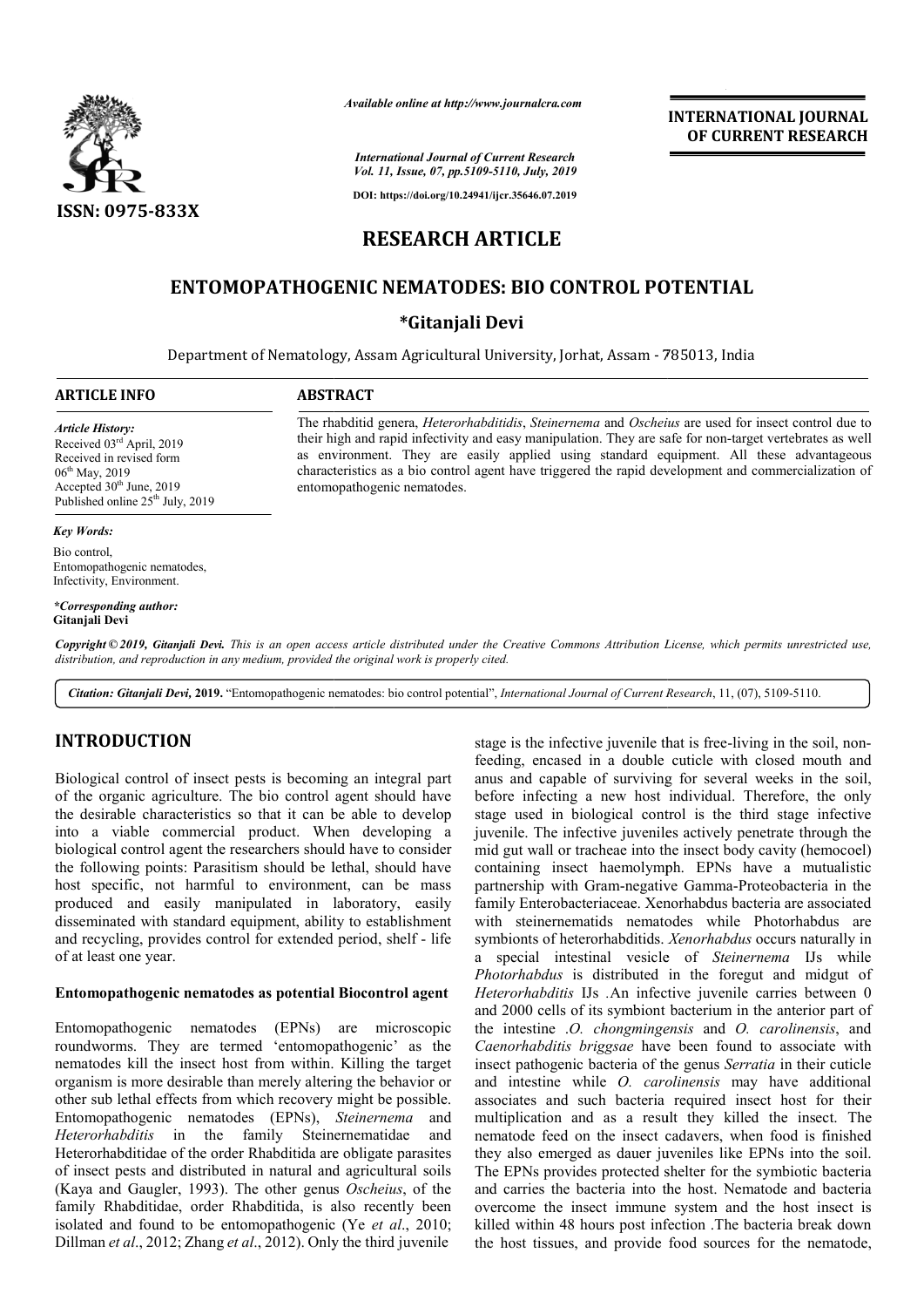# RESEARCH ARTICLE

# ENTOMOPATHOGENIC NEMATODES: BIO CONTROL POTENTIAL

**\*Gitanjali Devi**

Department of Nematology, Assam Agricultural University, Jorhat, Assam - 785013, India

## ARTICLE INFO

*Article History:*
Received 03rd April, 2019
Received in revised form
06th May, 2019
Accepted 30th June, 2019
Published online 25th July, 2019

*Key Words:*
Bio control,
Entomopathogenic nematodes,
Infectivity, Environment.

*\*Corresponding author:*
**Gitanjali Devi**

## ABSTRACT

The rhabditid genera, *Heterorhabditidis*, *Steinernema* and *Oscheius* are used for insect control due to their high and rapid infectivity and easy manipulation. They are safe for non-target vertebrates as well as environment. They are easily applied using standard equipment. All these advantageous characteristics as a bio control agent have triggered the rapid development and commercialization of entomopathogenic nematodes.

*Copyright © 2019, Gitanjali Devi. This is an open access article distributed under the Creative Commons Attribution License, which permits unrestricted use, distribution, and reproduction in any medium, provided the original work is properly cited.*

*Citation: Gitanjali Devi,* **2019.** "Entomopathogenic nematodes: bio control potential", *International Journal of Current Research*, 11, (07), 5109-5110.

## INTRODUCTION

Biological control of insect pests is becoming an integral part of the organic agriculture. The bio control agent should have the desirable characteristics so that it can be able to develop into a viable commercial product. When developing a biological control agent the researchers should have to consider the following points: Parasitism should be lethal, should have host specific, not harmful to environment, can be mass produced and easily manipulated in laboratory, easily disseminated with standard equipment, ability to establishment and recycling, provides control for extended period, shelf - life of at least one year.

### Entomopathogenic nematodes as potential Biocontrol agent

Entomopathogenic nematodes (EPNs) are microscopic roundworms. They are termed 'entomopathogenic' as the nematodes kill the insect host from within. Killing the target organism is more desirable than merely altering the behavior or other sub lethal effects from which recovery might be possible. Entomopathogenic nematodes (EPNs), *Steinernema* and *Heterorhabditis* in the family Steinernematidae and Heterorhabditidae of the order Rhabditida are obligate parasites of insect pests and distributed in natural and agricultural soils (Kaya and Gaugler, 1993). The other genus *Oscheius*, of the family Rhabditidae, order Rhabditida, is also recently been isolated and found to be entomopathogenic (Ye *et al*., 2010; Dillman *et al*., 2012; Zhang *et al*., 2012). Only the third juvenile stage is the infective juvenile that is free-living in the soil, non-feeding, encased in a double cuticle with closed mouth and anus and capable of surviving for several weeks in the soil, before infecting a new host individual. Therefore, the only stage used in biological control is the third stage infective juvenile. The infective juveniles actively penetrate through the mid gut wall or tracheae into the insect body cavity (hemocoel) containing insect haemolymph. EPNs have a mutualistic partnership with Gram-negative Gamma-Proteobacteria in the family Enterobacteriaceae. Xenorhabdus bacteria are associated with steinernematids nematodes while Photorhabdus are symbionts of heterorhabditids. *Xenorhabdus* occurs naturally in a special intestinal vesicle of *Steinernema* IJs while *Photorhabdus* is distributed in the foregut and midgut of *Heterorhabditis* IJs .An infective juvenile carries between 0 and 2000 cells of its symbiont bacterium in the anterior part of the intestine .*O. chongmingensis* and *O. carolinensis*, and *Caenorhabditis briggsae* have been found to associate with insect pathogenic bacteria of the genus *Serratia* in their cuticle and intestine while *O. carolinensis* may have additional associates and such bacteria required insect host for their multiplication and as a result they killed the insect. The nematode feed on the insect cadavers, when food is finished they also emerged as dauer juveniles like EPNs into the soil. The EPNs provides protected shelter for the symbiotic bacteria and carries the bacteria into the host. Nematode and bacteria overcome the insect immune system and the host insect is killed within 48 hours post infection .The bacteria break down the host tissues, and provide food sources for the nematode,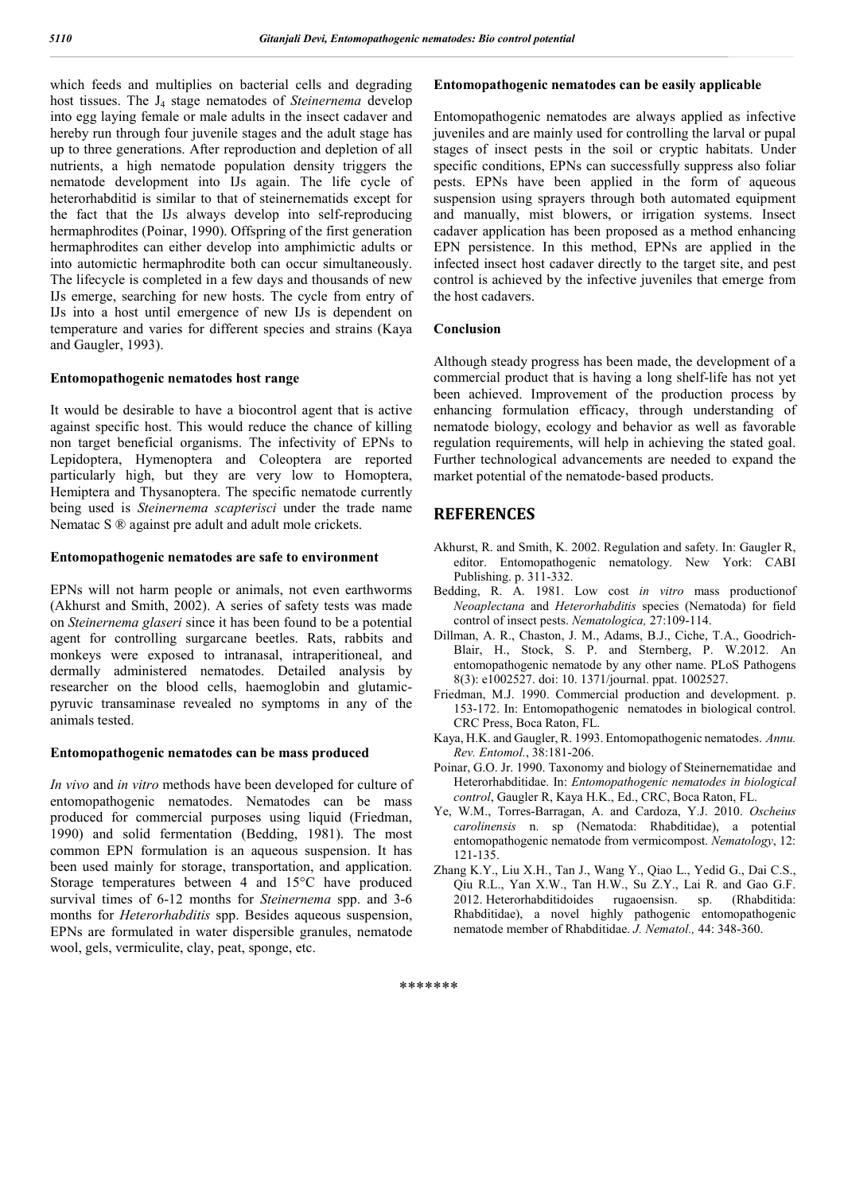which feeds and multiplies on bacterial cells and degrading host tissues. The $J_4$ stage nematodes of *Steinernema* develop into egg laying female or male adults in the insect cadaver and hereby run through four juvenile stages and the adult stage has up to three generations. After reproduction and depletion of all nutrients, a high nematode population density triggers the nematode development into IJs again. The life cycle of heterorhabditid is similar to that of steinernematids except for the fact that the IJs always develop into self-reproducing hermaphrodites (Poinar, 1990). Offspring of the first generation hermaphrodites can either develop into amphimictic adults or into automictic hermaphrodite both can occur simultaneously. The lifecycle is completed in a few days and thousands of new IJs emerge, searching for new hosts. The cycle from entry of IJs into a host until emergence of new IJs is dependent on temperature and varies for different species and strains (Kaya and Gaugler, 1993).

**Entomopathogenic nematodes host range**

It would be desirable to have a biocontrol agent that is active against specific host. This would reduce the chance of killing non target beneficial organisms. The infectivity of EPNs to Lepidoptera, Hymenoptera and Coleoptera are reported particularly high, but they are very low to Homoptera, Hemiptera and Thysanoptera. The specific nematode currently being used is *Steinernema scapterisci* under the trade name Nematac S ® against pre adult and adult mole crickets.

**Entomopathogenic nematodes are safe to environment**

EPNs will not harm people or animals, not even earthworms (Akhurst and Smith, 2002). A series of safety tests was made on *Steinernema glaseri* since it has been found to be a potential agent for controlling surgarcane beetles. Rats, rabbits and monkeys were exposed to intranasal, intraperitioneal, and dermally administered nematodes. Detailed analysis by researcher on the blood cells, haemoglobin and glutamic-pyruvic transaminase revealed no symptoms in any of the animals tested.

**Entomopathogenic nematodes can be mass produced**

*In vivo* and *in vitro* methods have been developed for culture of entomopathogenic nematodes. Nematodes can be mass produced for commercial purposes using liquid (Friedman, 1990) and solid fermentation (Bedding, 1981). The most common EPN formulation is an aqueous suspension. It has been used mainly for storage, transportation, and application. Storage temperatures between 4 and 15°C have produced survival times of 6-12 months for *Steinernema* spp. and 3-6 months for *Heterorhabditis* spp. Besides aqueous suspension, EPNs are formulated in water dispersible granules, nematode wool, gels, vermiculite, clay, peat, sponge, etc.

**Entomopathogenic nematodes can be easily applicable**

Entomopathogenic nematodes are always applied as infective juveniles and are mainly used for controlling the larval or pupal stages of insect pests in the soil or cryptic habitats. Under specific conditions, EPNs can successfully suppress also foliar pests. EPNs have been applied in the form of aqueous suspension using sprayers through both automated equipment and manually, mist blowers, or irrigation systems. Insect cadaver application has been proposed as a method enhancing EPN persistence. In this method, EPNs are applied in the infected insect host cadaver directly to the target site, and pest control is achieved by the infective juveniles that emerge from the host cadavers.

**Conclusion**

Although steady progress has been made, the development of a commercial product that is having a long shelf-life has not yet been achieved. Improvement of the production process by enhancing formulation efficacy, through understanding of nematode biology, ecology and behavior as well as favorable regulation requirements, will help in achieving the stated goal. Further technological advancements are needed to expand the market potential of the nematode-based products.

## REFERENCES

Akhurst, R. and Smith, K. 2002. Regulation and safety. In: Gaugler R, editor. Entomopathogenic nematology. New York: CABI Publishing. p. 311-332.

Bedding, R. A. 1981. Low cost *in vitro* mass productionof *Neoaplectana* and *Heterorhabditis* species (Nematoda) for field control of insect pests. *Nematologica,* 27:109-114.

Dillman, A. R., Chaston, J. M., Adams, B.J., Ciche, T.A., Goodrich-Blair, H., Stock, S. P. and Sternberg, P. W.2012. An entomopathogenic nematode by any other name. PLoS Pathogens 8(3): e1002527. doi: 10. 1371/journal. ppat. 1002527.

Friedman, M.J. 1990. Commercial production and development. p. 153-172. In: Entomopathogenic nematodes in biological control. CRC Press, Boca Raton, FL.

Kaya, H.K. and Gaugler, R. 1993. Entomopathogenic nematodes. *Annu. Rev. Entomol.*, 38:181-206.

Poinar, G.O. Jr. 1990. Taxonomy and biology of Steinernematidae and Heterorhabditidae. In: *Entomopathogenic nematodes in biological control*, Gaugler R, Kaya H.K., Ed., CRC, Boca Raton, FL.

Ye, W.M., Torres-Barragan, A. and Cardoza, Y.J. 2010. *Oscheius carolinensis* n. sp (Nematoda: Rhabditidae), a potential entomopathogenic nematode from vermicompost. *Nematology*, 12: 121-135.

Zhang K.Y., Liu X.H., Tan J., Wang Y., Qiao L., Yedid G., Dai C.S., Qiu R.L., Yan X.W., Tan H.W., Su Z.Y., Lai R. and Gao G.F. 2012. Heterorhabditidoides rugaoensisn. sp. (Rhabditida: Rhabditidae), a novel highly pathogenic entomopathogenic nematode member of Rhabditidae. *J. Nematol.,* 44: 348-360.

\*\*\*\*\*\*\*